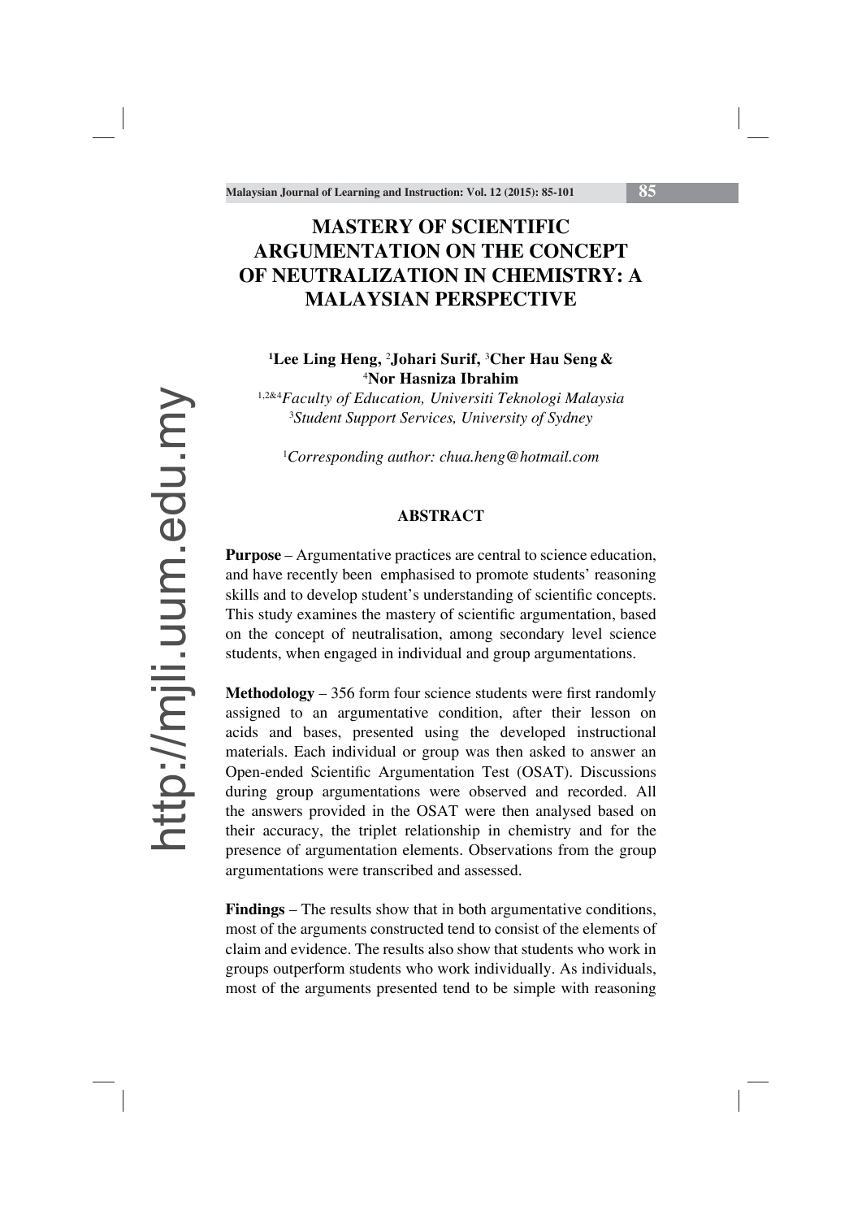# MASTERY OF SCIENTIFIC ARGUMENTATION ON THE CONCEPT OF NEUTRALIZATION IN CHEMISTRY: A MALAYSIAN PERSPECTIVE

**[1]Lee Ling Heng, [2]Johari Surif, [3]Cher Hau Seng & [4]Nor Hasniza Ibrahim**

[1,2&4]*Faculty of Education, Universiti Teknologi Malaysia*
[3]*Student Support Services, University of Sydney*

[1]*Corresponding author: chua.heng@hotmail.com*

## ABSTRACT

**Purpose** – Argumentative practices are central to science education, and have recently been emphasised to promote students' reasoning skills and to develop student's understanding of scientific concepts. This study examines the mastery of scientific argumentation, based on the concept of neutralisation, among secondary level science students, when engaged in individual and group argumentations.

**Methodology** – 356 form four science students were first randomly assigned to an argumentative condition, after their lesson on acids and bases, presented using the developed instructional materials. Each individual or group was then asked to answer an Open-ended Scientific Argumentation Test (OSAT). Discussions during group argumentations were observed and recorded. All the answers provided in the OSAT were then analysed based on their accuracy, the triplet relationship in chemistry and for the presence of argumentation elements. Observations from the group argumentations were transcribed and assessed.

**Findings** – The results show that in both argumentative conditions, most of the arguments constructed tend to consist of the elements of claim and evidence. The results also show that students who work in groups outperform students who work individually. As individuals, most of the arguments presented tend to be simple with reasoning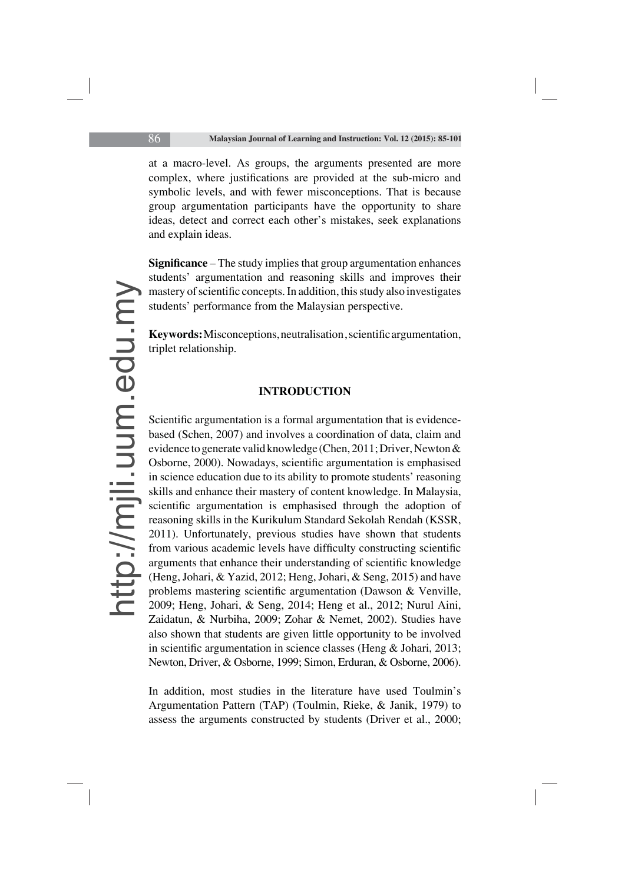at a macro-level. As groups, the arguments presented are more complex, where justifications are provided at the sub-micro and symbolic levels, and with fewer misconceptions. That is because group argumentation participants have the opportunity to share ideas, detect and correct each other's mistakes, seek explanations and explain ideas.

**Significance** – The study implies that group argumentation enhances students' argumentation and reasoning skills and improves their mastery of scientific concepts. In addition, this study also investigates students' performance from the Malaysian perspective.

**Keywords:** Misconceptions, neutralisation, scientific argumentation, triplet relationship.

## INTRODUCTION

Scientific argumentation is a formal argumentation that is evidence-based (Schen, 2007) and involves a coordination of data, claim and evidence to generate valid knowledge (Chen, 2011; Driver, Newton & Osborne, 2000). Nowadays, scientific argumentation is emphasised in science education due to its ability to promote students' reasoning skills and enhance their mastery of content knowledge. In Malaysia, scientific argumentation is emphasised through the adoption of reasoning skills in the Kurikulum Standard Sekolah Rendah (KSSR, 2011). Unfortunately, previous studies have shown that students from various academic levels have difficulty constructing scientific arguments that enhance their understanding of scientific knowledge (Heng, Johari, & Yazid, 2012; Heng, Johari, & Seng, 2015) and have problems mastering scientific argumentation (Dawson & Venville, 2009; Heng, Johari, & Seng, 2014; Heng et al., 2012; Nurul Aini, Zaidatun, & Nurbiha, 2009; Zohar & Nemet, 2002). Studies have also shown that students are given little opportunity to be involved in scientific argumentation in science classes (Heng & Johari, 2013; Newton, Driver, & Osborne, 1999; Simon, Erduran, & Osborne, 2006).

In addition, most studies in the literature have used Toulmin's Argumentation Pattern (TAP) (Toulmin, Rieke, & Janik, 1979) to assess the arguments constructed by students (Driver et al., 2000;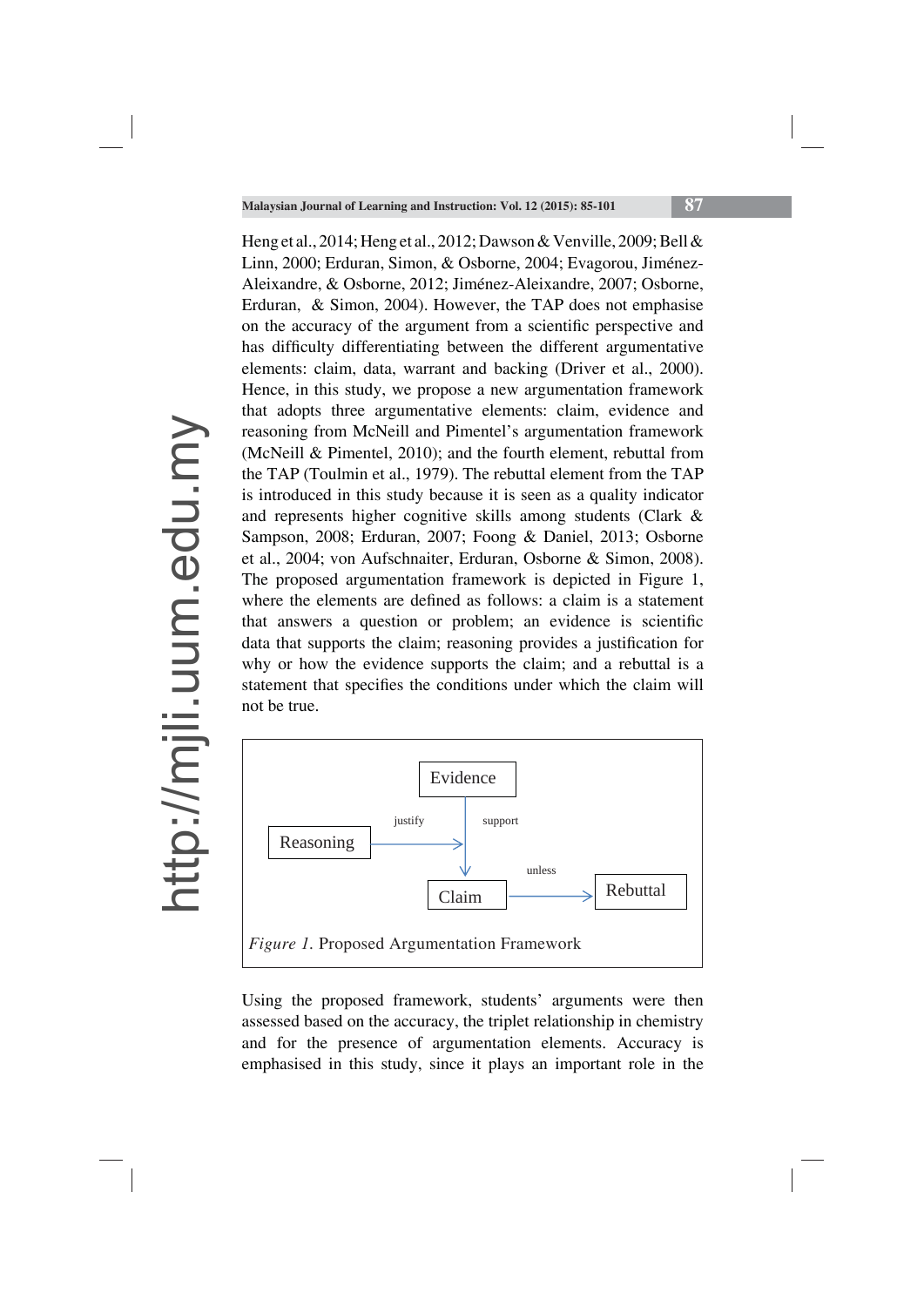Heng et al., 2014; Heng et al., 2012; Dawson & Venville, 2009; Bell & Linn, 2000; Erduran, Simon, & Osborne, 2004; Evagorou, Jiménez-Aleixandre, & Osborne, 2012; Jiménez-Aleixandre, 2007; Osborne, Erduran, & Simon, 2004). However, the TAP does not emphasise on the accuracy of the argument from a scientific perspective and has difficulty differentiating between the different argumentative elements: claim, data, warrant and backing (Driver et al., 2000). Hence, in this study, we propose a new argumentation framework that adopts three argumentative elements: claim, evidence and reasoning from McNeill and Pimentel's argumentation framework (McNeill & Pimentel, 2010); and the fourth element, rebuttal from the TAP (Toulmin et al., 1979). The rebuttal element from the TAP is introduced in this study because it is seen as a quality indicator and represents higher cognitive skills among students (Clark & Sampson, 2008; Erduran, 2007; Foong & Daniel, 2013; Osborne et al., 2004; von Aufschnaiter, Erduran, Osborne & Simon, 2008). The proposed argumentation framework is depicted in Figure 1, where the elements are defined as follows: a claim is a statement that answers a question or problem; an evidence is scientific data that supports the claim; reasoning provides a justification for why or how the evidence supports the claim; and a rebuttal is a statement that specifies the conditions under which the claim will not be true.

Evidence

justify — support

Reasoning → Claim

unless

Claim → Rebuttal

*Figure 1.* Proposed Argumentation Framework

Using the proposed framework, students' arguments were then assessed based on the accuracy, the triplet relationship in chemistry and for the presence of argumentation elements. Accuracy is emphasised in this study, since it plays an important role in the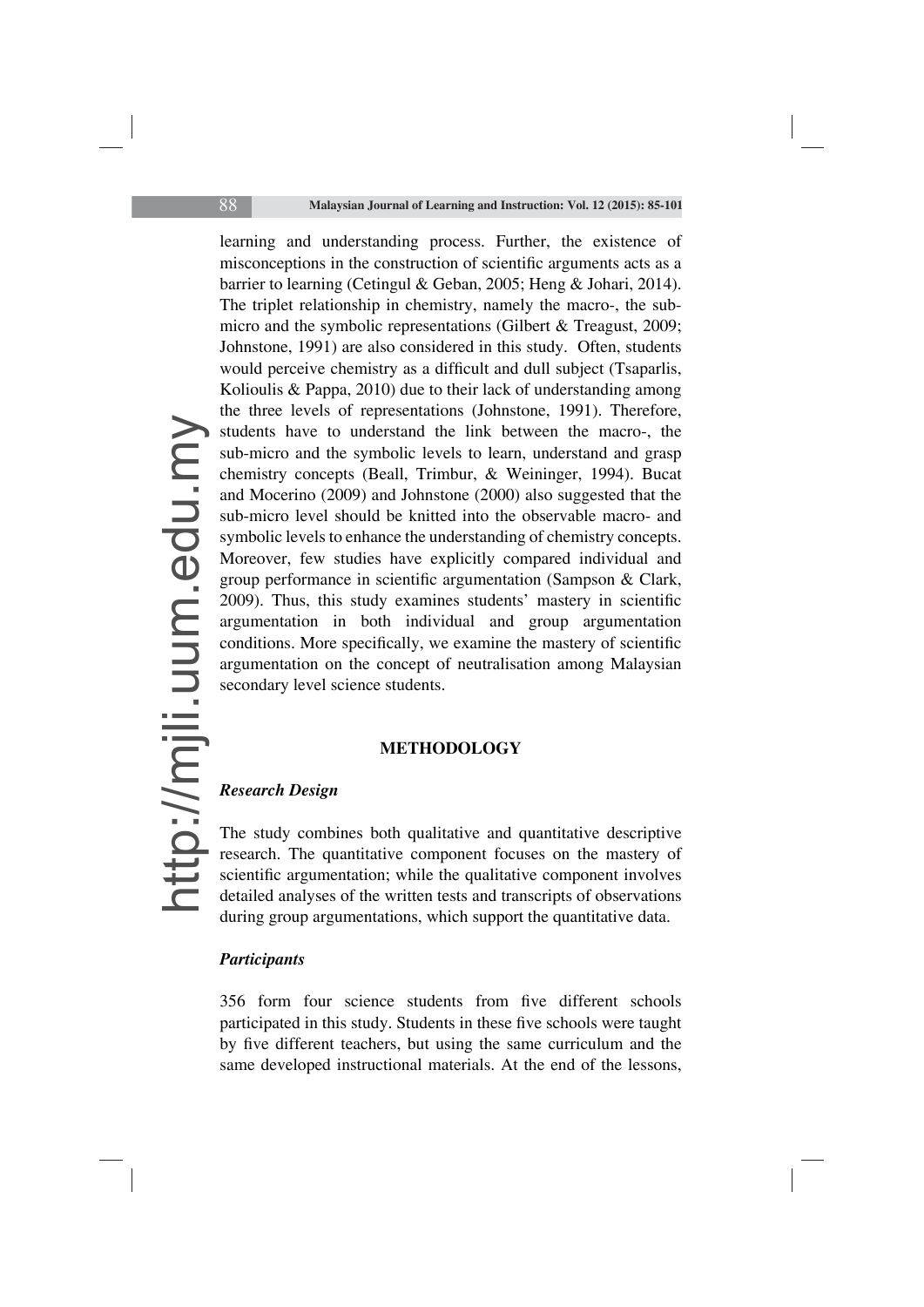learning and understanding process. Further, the existence of misconceptions in the construction of scientific arguments acts as a barrier to learning (Cetingul & Geban, 2005; Heng & Johari, 2014). The triplet relationship in chemistry, namely the macro-, the sub-micro and the symbolic representations (Gilbert & Treagust, 2009; Johnstone, 1991) are also considered in this study. Often, students would perceive chemistry as a difficult and dull subject (Tsaparlis, Kolioulis & Pappa, 2010) due to their lack of understanding among the three levels of representations (Johnstone, 1991). Therefore, students have to understand the link between the macro-, the sub-micro and the symbolic levels to learn, understand and grasp chemistry concepts (Beall, Trimbur, & Weininger, 1994). Bucat and Mocerino (2009) and Johnstone (2000) also suggested that the sub-micro level should be knitted into the observable macro- and symbolic levels to enhance the understanding of chemistry concepts. Moreover, few studies have explicitly compared individual and group performance in scientific argumentation (Sampson & Clark, 2009). Thus, this study examines students' mastery in scientific argumentation in both individual and group argumentation conditions. More specifically, we examine the mastery of scientific argumentation on the concept of neutralisation among Malaysian secondary level science students.

## METHODOLOGY

### *Research Design*

The study combines both qualitative and quantitative descriptive research. The quantitative component focuses on the mastery of scientific argumentation; while the qualitative component involves detailed analyses of the written tests and transcripts of observations during group argumentations, which support the quantitative data.

### *Participants*

356 form four science students from five different schools participated in this study. Students in these five schools were taught by five different teachers, but using the same curriculum and the same developed instructional materials. At the end of the lessons,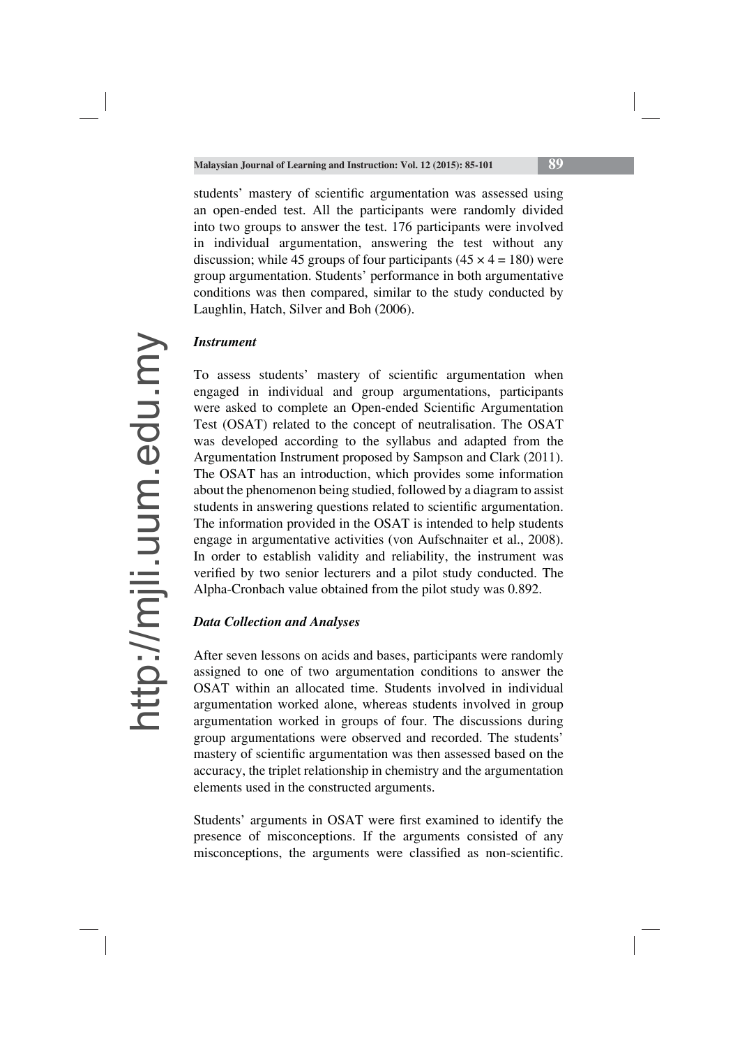students' mastery of scientific argumentation was assessed using an open-ended test. All the participants were randomly divided into two groups to answer the test. 176 participants were involved in individual argumentation, answering the test without any discussion; while 45 groups of four participants ($45 \times 4 = 180$) were group argumentation. Students' performance in both argumentative conditions was then compared, similar to the study conducted by Laughlin, Hatch, Silver and Boh (2006).

### *Instrument*

To assess students' mastery of scientific argumentation when engaged in individual and group argumentations, participants were asked to complete an Open-ended Scientific Argumentation Test (OSAT) related to the concept of neutralisation. The OSAT was developed according to the syllabus and adapted from the Argumentation Instrument proposed by Sampson and Clark (2011). The OSAT has an introduction, which provides some information about the phenomenon being studied, followed by a diagram to assist students in answering questions related to scientific argumentation. The information provided in the OSAT is intended to help students engage in argumentative activities (von Aufschnaiter et al., 2008). In order to establish validity and reliability, the instrument was verified by two senior lecturers and a pilot study conducted. The Alpha-Cronbach value obtained from the pilot study was 0.892.

### *Data Collection and Analyses*

After seven lessons on acids and bases, participants were randomly assigned to one of two argumentation conditions to answer the OSAT within an allocated time. Students involved in individual argumentation worked alone, whereas students involved in group argumentation worked in groups of four. The discussions during group argumentations were observed and recorded. The students' mastery of scientific argumentation was then assessed based on the accuracy, the triplet relationship in chemistry and the argumentation elements used in the constructed arguments.

Students' arguments in OSAT were first examined to identify the presence of misconceptions. If the arguments consisted of any misconceptions, the arguments were classified as non-scientific.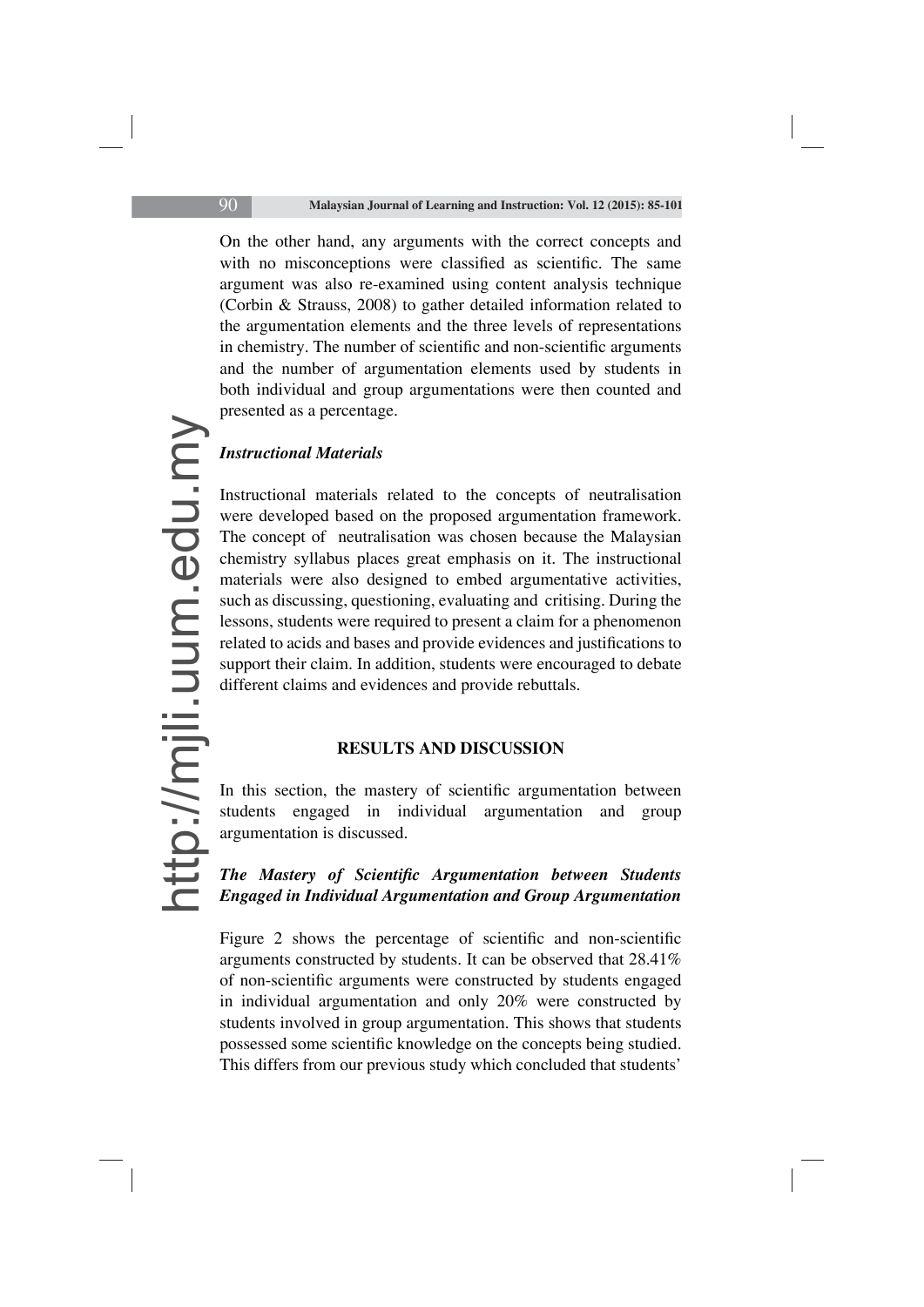On the other hand, any arguments with the correct concepts and with no misconceptions were classified as scientific. The same argument was also re-examined using content analysis technique (Corbin & Strauss, 2008) to gather detailed information related to the argumentation elements and the three levels of representations in chemistry. The number of scientific and non-scientific arguments and the number of argumentation elements used by students in both individual and group argumentations were then counted and presented as a percentage.

### *Instructional Materials*

Instructional materials related to the concepts of neutralisation were developed based on the proposed argumentation framework. The concept of neutralisation was chosen because the Malaysian chemistry syllabus places great emphasis on it. The instructional materials were also designed to embed argumentative activities, such as discussing, questioning, evaluating and critising. During the lessons, students were required to present a claim for a phenomenon related to acids and bases and provide evidences and justifications to support their claim. In addition, students were encouraged to debate different claims and evidences and provide rebuttals.

## RESULTS AND DISCUSSION

In this section, the mastery of scientific argumentation between students engaged in individual argumentation and group argumentation is discussed.

### *The Mastery of Scientific Argumentation between Students Engaged in Individual Argumentation and Group Argumentation*

Figure 2 shows the percentage of scientific and non-scientific arguments constructed by students. It can be observed that 28.41% of non-scientific arguments were constructed by students engaged in individual argumentation and only 20% were constructed by students involved in group argumentation. This shows that students possessed some scientific knowledge on the concepts being studied. This differs from our previous study which concluded that students'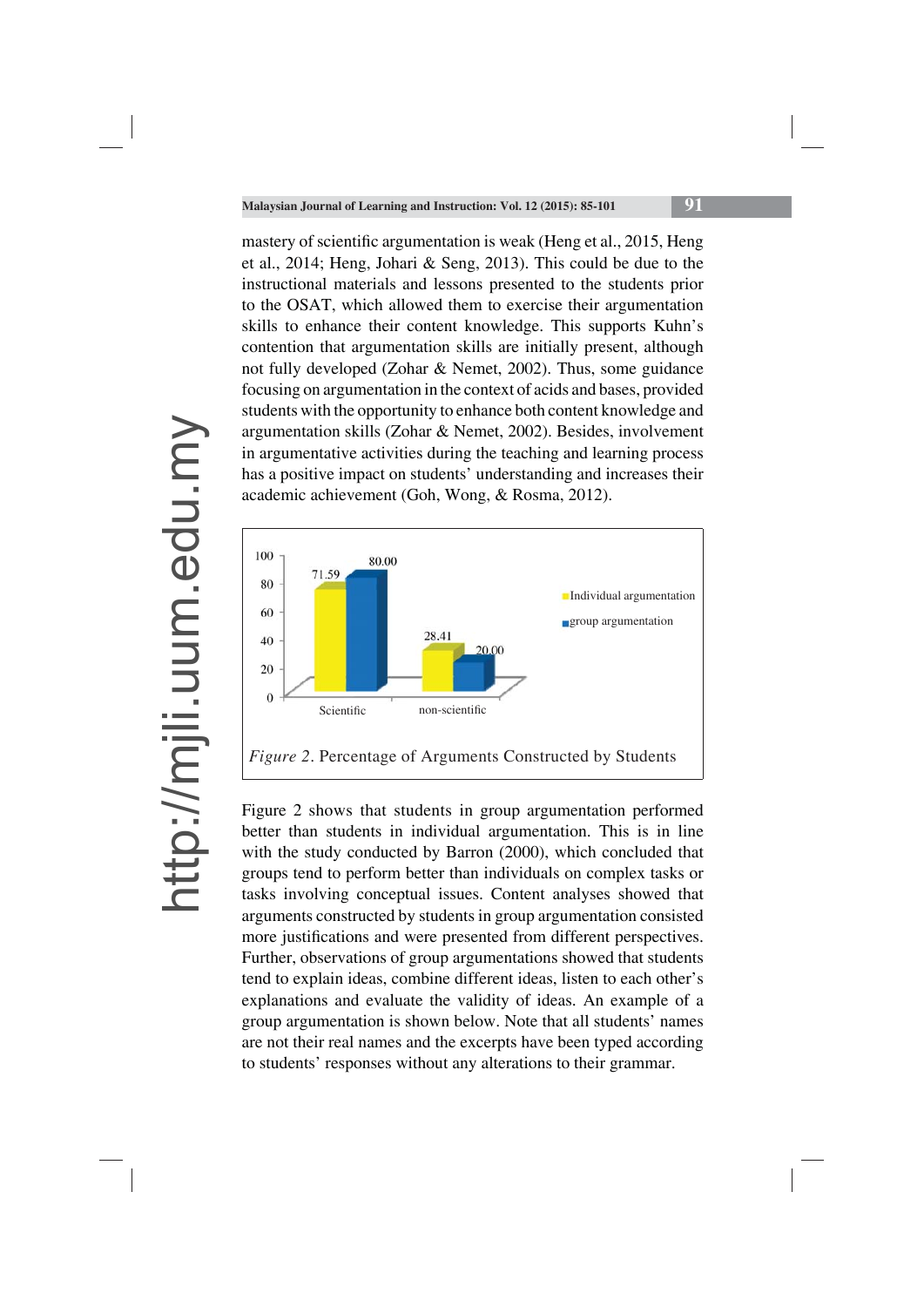mastery of scientific argumentation is weak (Heng et al., 2015, Heng et al., 2014; Heng, Johari & Seng, 2013). This could be due to the instructional materials and lessons presented to the students prior to the OSAT, which allowed them to exercise their argumentation skills to enhance their content knowledge. This supports Kuhn's contention that argumentation skills are initially present, although not fully developed (Zohar & Nemet, 2002). Thus, some guidance focusing on argumentation in the context of acids and bases, provided students with the opportunity to enhance both content knowledge and argumentation skills (Zohar & Nemet, 2002). Besides, involvement in argumentative activities during the teaching and learning process has a positive impact on students' understanding and increases their academic achievement (Goh, Wong, & Rosma, 2012).

| | Individual argumentation | group argumentation |
|---|---|---|
| Scientific | 71.59 | 80.00 |
| non-scientific | 28.41 | 20.00 |

*Figure 2*. Percentage of Arguments Constructed by Students

Figure 2 shows that students in group argumentation performed better than students in individual argumentation. This is in line with the study conducted by Barron (2000), which concluded that groups tend to perform better than individuals on complex tasks or tasks involving conceptual issues. Content analyses showed that arguments constructed by students in group argumentation consisted more justifications and were presented from different perspectives. Further, observations of group argumentations showed that students tend to explain ideas, combine different ideas, listen to each other's explanations and evaluate the validity of ideas. An example of a group argumentation is shown below. Note that all students' names are not their real names and the excerpts have been typed according to students' responses without any alterations to their grammar.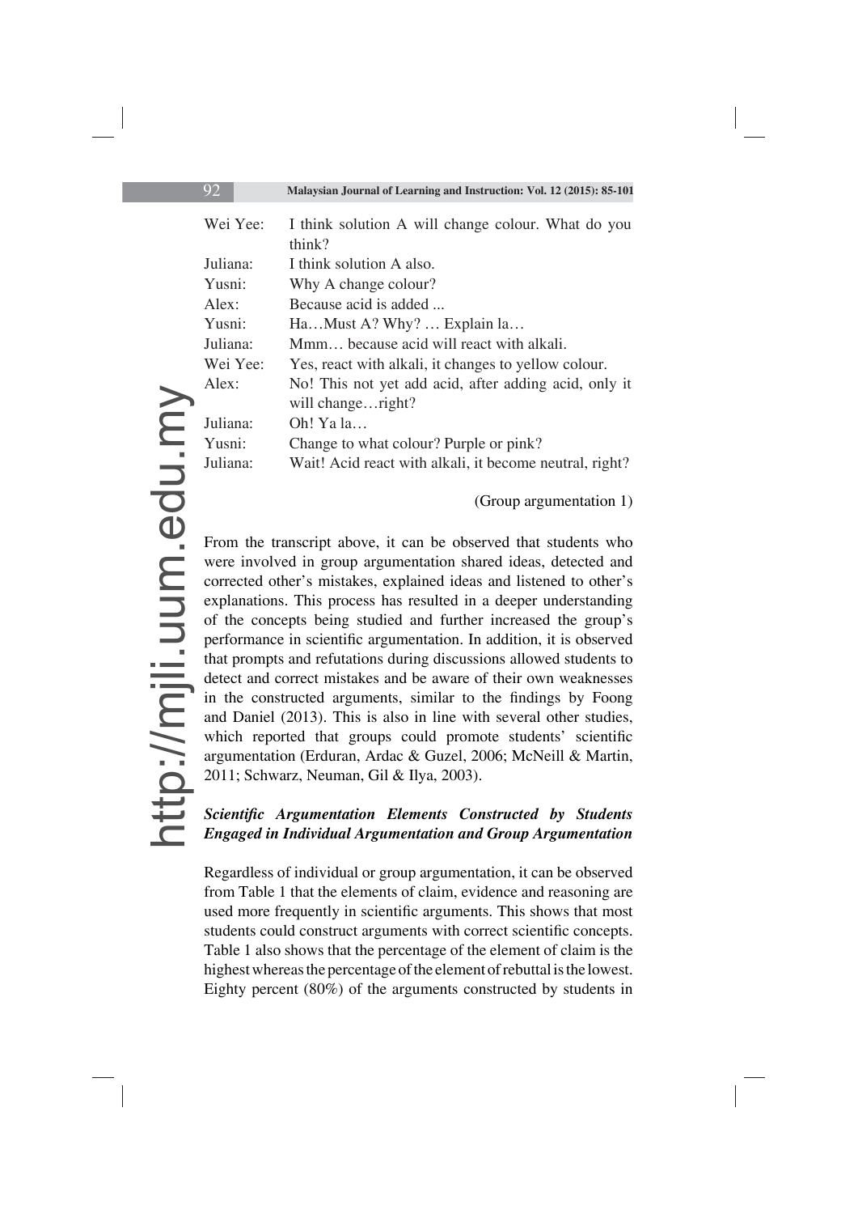Wei Yee: I think solution A will change colour. What do you think?
Juliana: I think solution A also.
Yusni: Why A change colour?
Alex: Because acid is added ...
Yusni: Ha…Must A? Why? … Explain la…
Juliana: Mmm… because acid will react with alkali.
Wei Yee: Yes, react with alkali, it changes to yellow colour.
Alex: No! This not yet add acid, after adding acid, only it will change…right?
Juliana: Oh! Ya la…
Yusni: Change to what colour? Purple or pink?
Juliana: Wait! Acid react with alkali, it become neutral, right?

(Group argumentation 1)

From the transcript above, it can be observed that students who were involved in group argumentation shared ideas, detected and corrected other's mistakes, explained ideas and listened to other's explanations. This process has resulted in a deeper understanding of the concepts being studied and further increased the group's performance in scientific argumentation. In addition, it is observed that prompts and refutations during discussions allowed students to detect and correct mistakes and be aware of their own weaknesses in the constructed arguments, similar to the findings by Foong and Daniel (2013). This is also in line with several other studies, which reported that groups could promote students' scientific argumentation (Erduran, Ardac & Guzel, 2006; McNeill & Martin, 2011; Schwarz, Neuman, Gil & Ilya, 2003).

### *Scientific Argumentation Elements Constructed by Students Engaged in Individual Argumentation and Group Argumentation*

Regardless of individual or group argumentation, it can be observed from Table 1 that the elements of claim, evidence and reasoning are used more frequently in scientific arguments. This shows that most students could construct arguments with correct scientific concepts. Table 1 also shows that the percentage of the element of claim is the highest whereas the percentage of the element of rebuttal is the lowest. Eighty percent (80%) of the arguments constructed by students in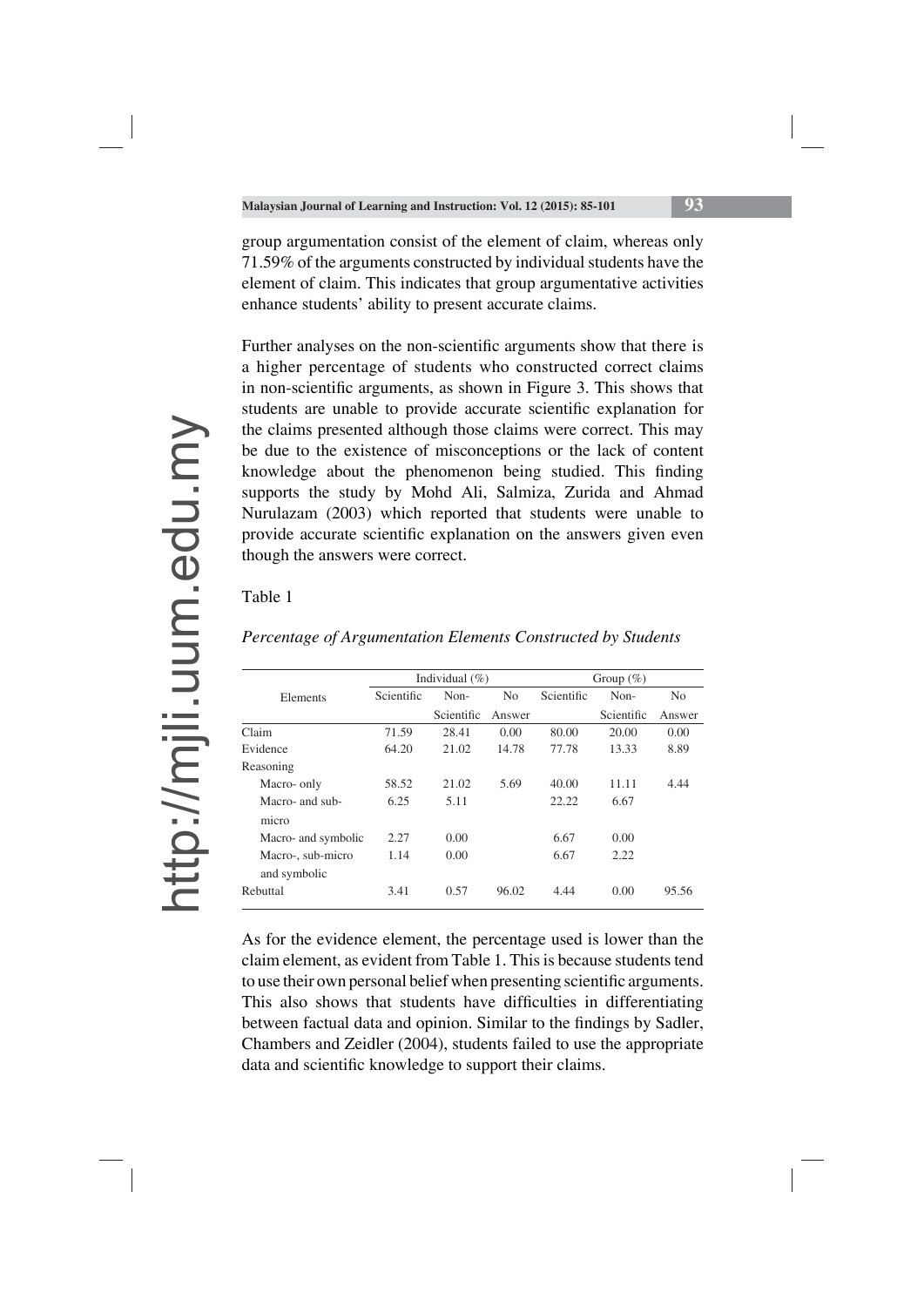group argumentation consist of the element of claim, whereas only 71.59% of the arguments constructed by individual students have the element of claim. This indicates that group argumentative activities enhance students' ability to present accurate claims.

Further analyses on the non-scientific arguments show that there is a higher percentage of students who constructed correct claims in non-scientific arguments, as shown in Figure 3. This shows that students are unable to provide accurate scientific explanation for the claims presented although those claims were correct. This may be due to the existence of misconceptions or the lack of content knowledge about the phenomenon being studied. This finding supports the study by Mohd Ali, Salmiza, Zurida and Ahmad Nurulazam (2003) which reported that students were unable to provide accurate scientific explanation on the answers given even though the answers were correct.

Table 1

*Percentage of Argumentation Elements Constructed by Students*

| Elements | Individual (%) | | | Group (%) | | |
|---|---|---|---|---|---|---|
| | Scientific | Non-Scientific | No Answer | Scientific | Non-Scientific | No Answer |
| Claim | 71.59 | 28.41 | 0.00 | 80.00 | 20.00 | 0.00 |
| Evidence | 64.20 | 21.02 | 14.78 | 77.78 | 13.33 | 8.89 |
| Reasoning | | | | | | |
| Macro- only | 58.52 | 21.02 | 5.69 | 40.00 | 11.11 | 4.44 |
| Macro- and sub-micro | 6.25 | 5.11 | | 22.22 | 6.67 | |
| Macro- and symbolic | 2.27 | 0.00 | | 6.67 | 0.00 | |
| Macro-, sub-micro and symbolic | 1.14 | 0.00 | | 6.67 | 2.22 | |
| Rebuttal | 3.41 | 0.57 | 96.02 | 4.44 | 0.00 | 95.56 |

As for the evidence element, the percentage used is lower than the claim element, as evident from Table 1. This is because students tend to use their own personal belief when presenting scientific arguments. This also shows that students have difficulties in differentiating between factual data and opinion. Similar to the findings by Sadler, Chambers and Zeidler (2004), students failed to use the appropriate data and scientific knowledge to support their claims.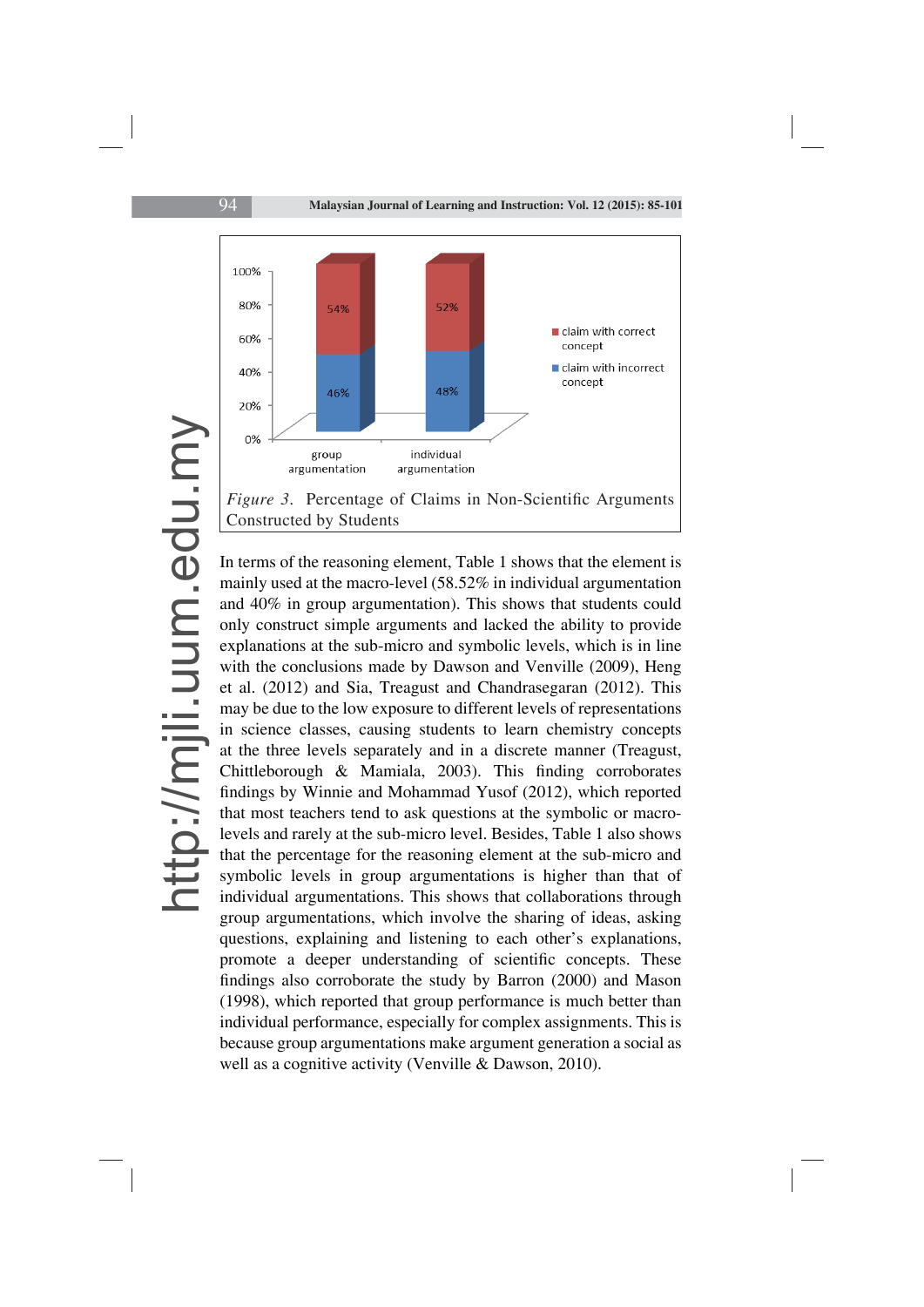*Figure 3*. Percentage of Claims in Non-Scientific Arguments Constructed by Students

In terms of the reasoning element, Table 1 shows that the element is mainly used at the macro-level (58.52% in individual argumentation and 40% in group argumentation). This shows that students could only construct simple arguments and lacked the ability to provide explanations at the sub-micro and symbolic levels, which is in line with the conclusions made by Dawson and Venville (2009), Heng et al. (2012) and Sia, Treagust and Chandrasegaran (2012). This may be due to the low exposure to different levels of representations in science classes, causing students to learn chemistry concepts at the three levels separately and in a discrete manner (Treagust, Chittleborough & Mamiala, 2003). This finding corroborates findings by Winnie and Mohammad Yusof (2012), which reported that most teachers tend to ask questions at the symbolic or macro-levels and rarely at the sub-micro level. Besides, Table 1 also shows that the percentage for the reasoning element at the sub-micro and symbolic levels in group argumentations is higher than that of individual argumentations. This shows that collaborations through group argumentations, which involve the sharing of ideas, asking questions, explaining and listening to each other's explanations, promote a deeper understanding of scientific concepts. These findings also corroborate the study by Barron (2000) and Mason (1998), which reported that group performance is much better than individual performance, especially for complex assignments. This is because group argumentations make argument generation a social as well as a cognitive activity (Venville & Dawson, 2010).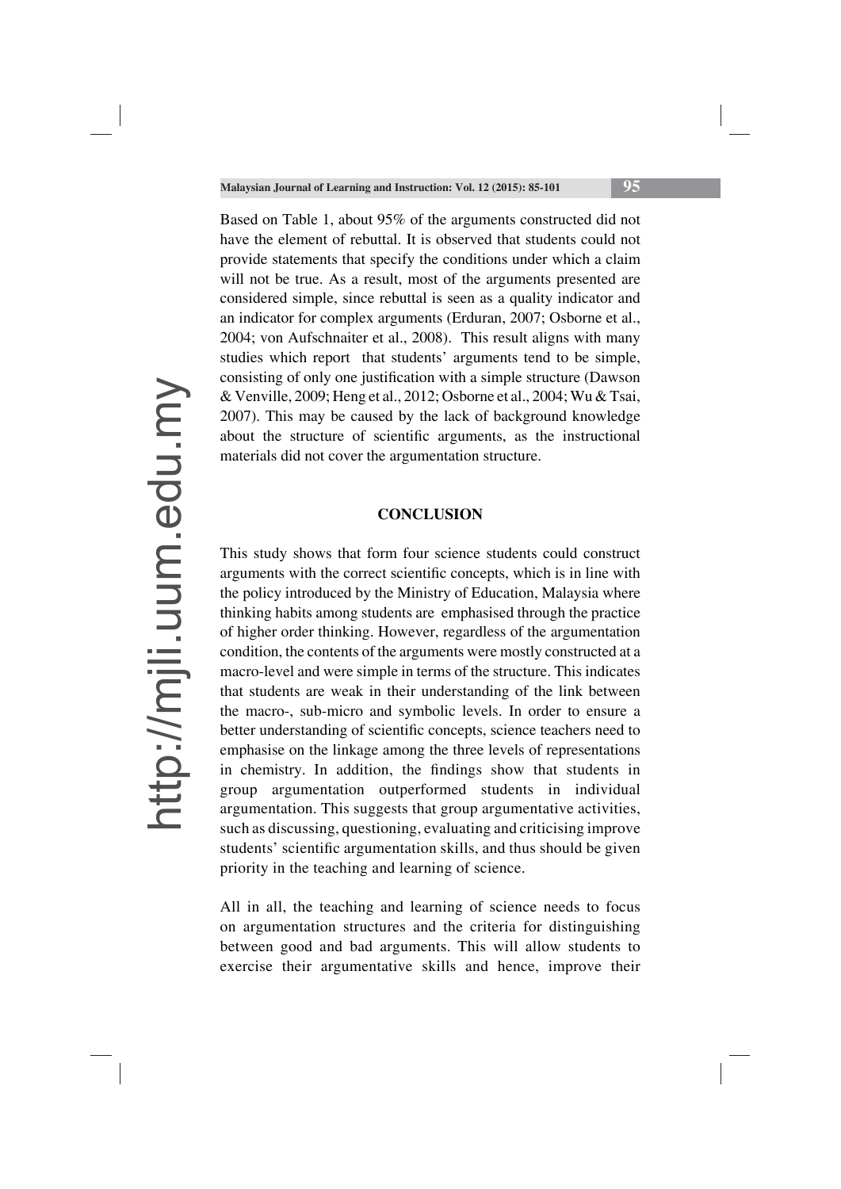Based on Table 1, about 95% of the arguments constructed did not have the element of rebuttal. It is observed that students could not provide statements that specify the conditions under which a claim will not be true. As a result, most of the arguments presented are considered simple, since rebuttal is seen as a quality indicator and an indicator for complex arguments (Erduran, 2007; Osborne et al., 2004; von Aufschnaiter et al., 2008). This result aligns with many studies which report that students' arguments tend to be simple, consisting of only one justification with a simple structure (Dawson & Venville, 2009; Heng et al., 2012; Osborne et al., 2004; Wu & Tsai, 2007). This may be caused by the lack of background knowledge about the structure of scientific arguments, as the instructional materials did not cover the argumentation structure.

## CONCLUSION

This study shows that form four science students could construct arguments with the correct scientific concepts, which is in line with the policy introduced by the Ministry of Education, Malaysia where thinking habits among students are emphasised through the practice of higher order thinking. However, regardless of the argumentation condition, the contents of the arguments were mostly constructed at a macro-level and were simple in terms of the structure. This indicates that students are weak in their understanding of the link between the macro-, sub-micro and symbolic levels. In order to ensure a better understanding of scientific concepts, science teachers need to emphasise on the linkage among the three levels of representations in chemistry. In addition, the findings show that students in group argumentation outperformed students in individual argumentation. This suggests that group argumentative activities, such as discussing, questioning, evaluating and criticising improve students' scientific argumentation skills, and thus should be given priority in the teaching and learning of science.

All in all, the teaching and learning of science needs to focus on argumentation structures and the criteria for distinguishing between good and bad arguments. This will allow students to exercise their argumentative skills and hence, improve their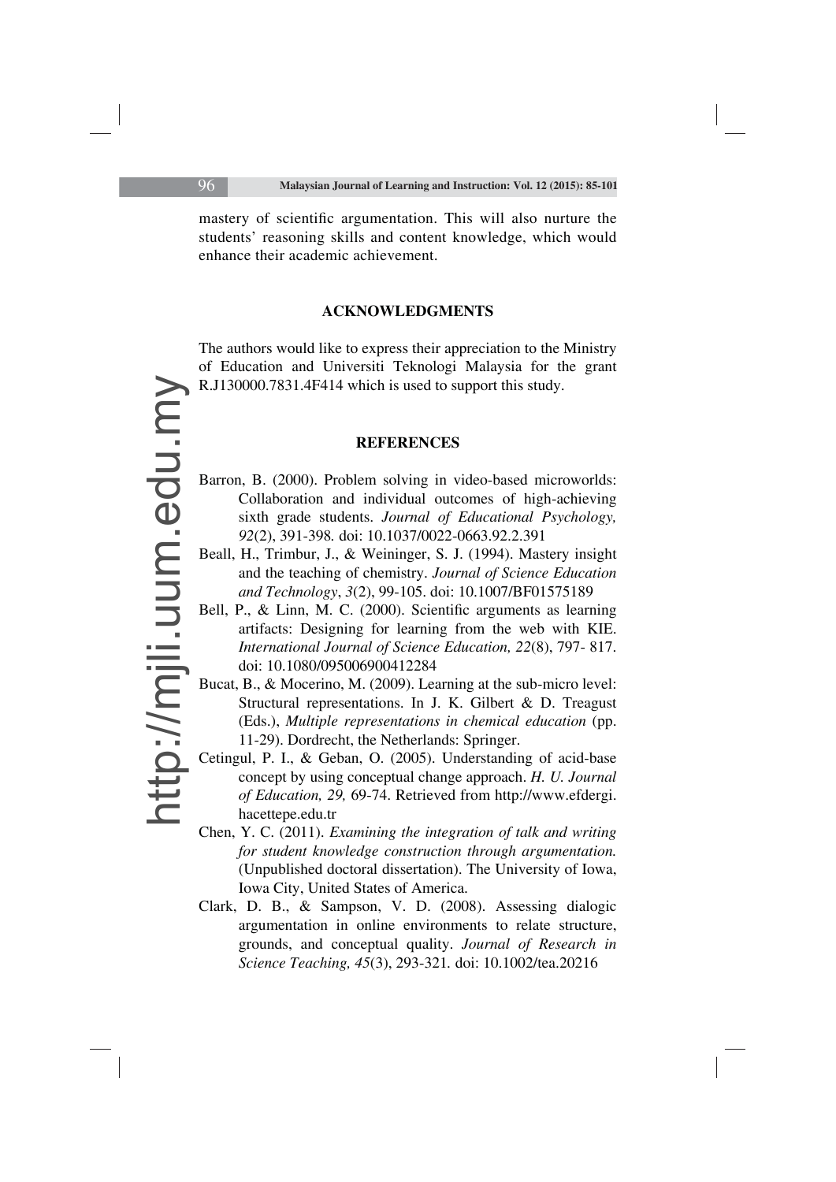mastery of scientific argumentation. This will also nurture the students' reasoning skills and content knowledge, which would enhance their academic achievement.

## ACKNOWLEDGMENTS

The authors would like to express their appreciation to the Ministry of Education and Universiti Teknologi Malaysia for the grant R.J130000.7831.4F414 which is used to support this study.

## REFERENCES

Barron, B. (2000). Problem solving in video-based microworlds: Collaboration and individual outcomes of high-achieving sixth grade students. *Journal of Educational Psychology, 92*(2), 391-398. doi: 10.1037/0022-0663.92.2.391

Beall, H., Trimbur, J., & Weininger, S. J. (1994). Mastery insight and the teaching of chemistry. *Journal of Science Education and Technology*, *3*(2), 99-105. doi: 10.1007/BF01575189

Bell, P., & Linn, M. C. (2000). Scientific arguments as learning artifacts: Designing for learning from the web with KIE. *International Journal of Science Education, 22*(8), 797- 817. doi: 10.1080/095006900412284

Bucat, B., & Mocerino, M. (2009). Learning at the sub-micro level: Structural representations. In J. K. Gilbert & D. Treagust (Eds.), *Multiple representations in chemical education* (pp. 11-29). Dordrecht, the Netherlands: Springer.

Cetingul, P. I., & Geban, O. (2005). Understanding of acid-base concept by using conceptual change approach. *H. U. Journal of Education, 29,* 69-74. Retrieved from http://www.efdergi.hacettepe.edu.tr

Chen, Y. C. (2011). *Examining the integration of talk and writing for student knowledge construction through argumentation.* (Unpublished doctoral dissertation). The University of Iowa, Iowa City, United States of America.

Clark, D. B., & Sampson, V. D. (2008). Assessing dialogic argumentation in online environments to relate structure, grounds, and conceptual quality. *Journal of Research in Science Teaching, 45*(3), 293-321. doi: 10.1002/tea.20216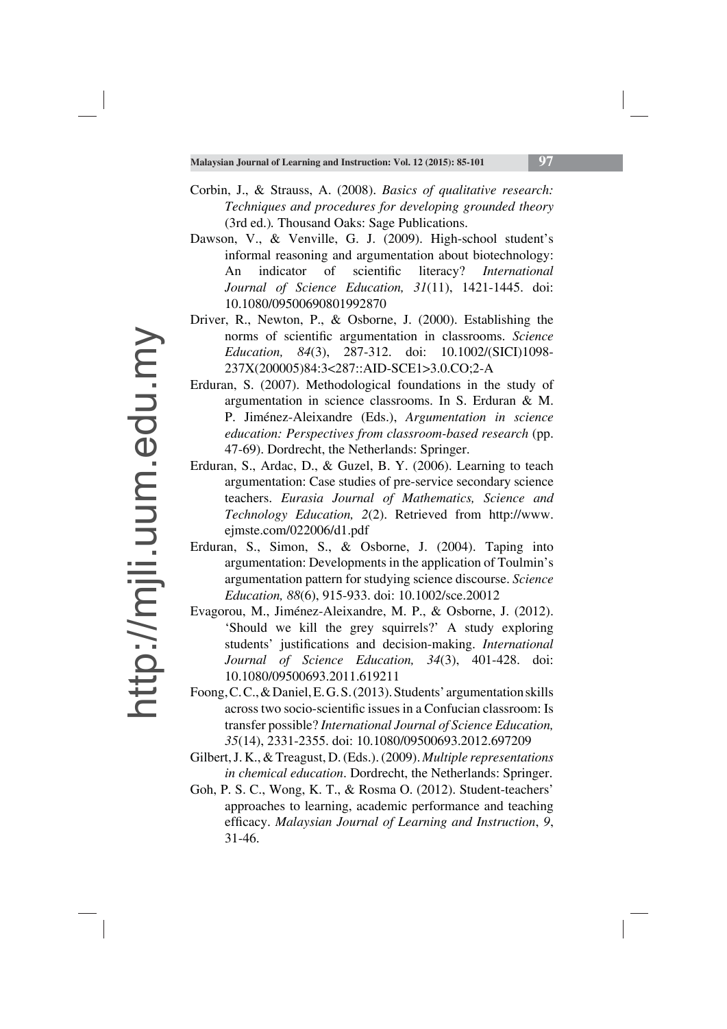Corbin, J., & Strauss, A. (2008). *Basics of qualitative research: Techniques and procedures for developing grounded theory* (3rd ed.). Thousand Oaks: Sage Publications.

Dawson, V., & Venville, G. J. (2009). High-school student's informal reasoning and argumentation about biotechnology: An indicator of scientific literacy? *International Journal of Science Education, 31*(11), 1421-1445. doi: 10.1080/09500690801992870

Driver, R., Newton, P., & Osborne, J. (2000). Establishing the norms of scientific argumentation in classrooms. *Science Education, 84*(3), 287-312. doi: 10.1002/(SICI)1098-237X(200005)84:3<287::AID-SCE1>3.0.CO;2-A

Erduran, S. (2007). Methodological foundations in the study of argumentation in science classrooms. In S. Erduran & M. P. Jiménez-Aleixandre (Eds.), *Argumentation in science education: Perspectives from classroom-based research* (pp. 47-69). Dordrecht, the Netherlands: Springer.

Erduran, S., Ardac, D., & Guzel, B. Y. (2006). Learning to teach argumentation: Case studies of pre-service secondary science teachers. *Eurasia Journal of Mathematics, Science and Technology Education, 2*(2). Retrieved from http://www.ejmste.com/022006/d1.pdf

Erduran, S., Simon, S., & Osborne, J. (2004). Taping into argumentation: Developments in the application of Toulmin's argumentation pattern for studying science discourse. *Science Education, 88*(6), 915-933. doi: 10.1002/sce.20012

Evagorou, M., Jiménez-Aleixandre, M. P., & Osborne, J. (2012). 'Should we kill the grey squirrels?' A study exploring students' justifications and decision-making. *International Journal of Science Education, 34*(3), 401-428. doi: 10.1080/09500693.2011.619211

Foong, C. C., & Daniel, E. G. S. (2013). Students' argumentation skills across two socio-scientific issues in a Confucian classroom: Is transfer possible? *International Journal of Science Education, 35*(14), 2331-2355. doi: 10.1080/09500693.2012.697209

Gilbert, J. K., & Treagust, D. (Eds.). (2009). *Multiple representations in chemical education*. Dordrecht, the Netherlands: Springer.

Goh, P. S. C., Wong, K. T., & Rosma O. (2012). Student-teachers' approaches to learning, academic performance and teaching efficacy. *Malaysian Journal of Learning and Instruction*, *9*, 31-46.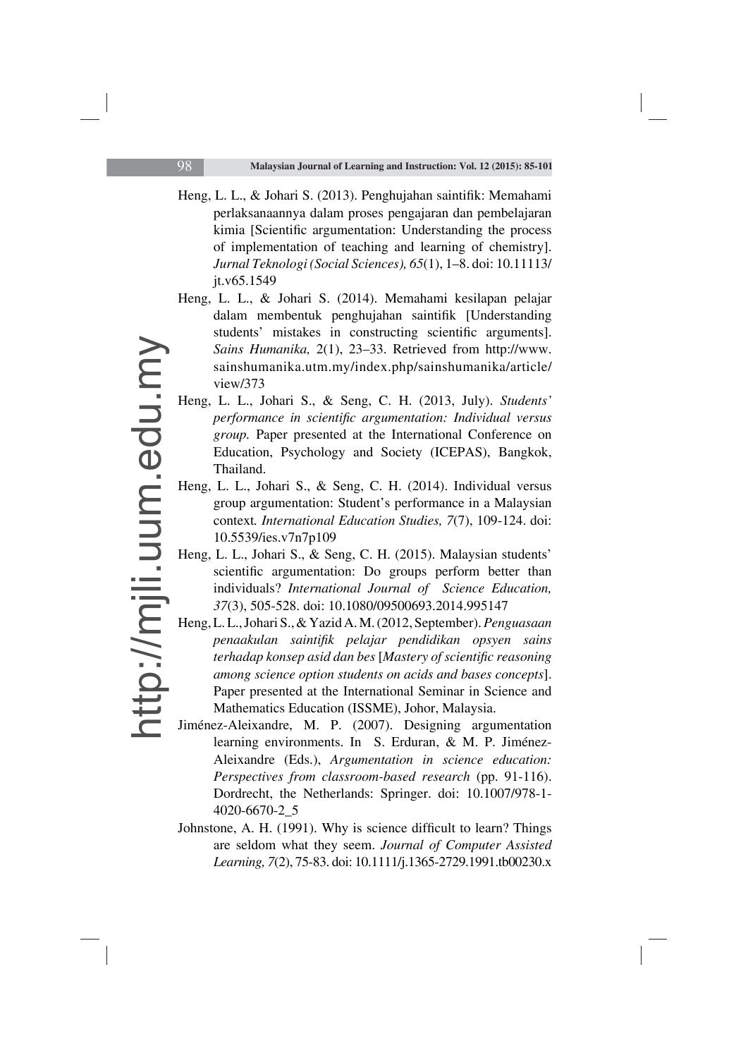Heng, L. L., & Johari S. (2013). Penghujahan saintifik: Memahami perlaksanaannya dalam proses pengajaran dan pembelajaran kimia [Scientific argumentation: Understanding the process of implementation of teaching and learning of chemistry]. *Jurnal Teknologi (Social Sciences), 65*(1), 1–8. doi: 10.11113/jt.v65.1549

Heng, L. L., & Johari S. (2014). Memahami kesilapan pelajar dalam membentuk penghujahan saintifik [Understanding students' mistakes in constructing scientific arguments]. *Sains Humanika,* 2(1), 23–33. Retrieved from http://www.sainshumanika.utm.my/index.php/sainshumanika/article/view/373

Heng, L. L., Johari S., & Seng, C. H. (2013, July). *Students' performance in scientific argumentation: Individual versus group.* Paper presented at the International Conference on Education, Psychology and Society (ICEPAS), Bangkok, Thailand.

Heng, L. L., Johari S., & Seng, C. H. (2014). Individual versus group argumentation: Student's performance in a Malaysian context. *International Education Studies, 7*(7), 109-124. doi: 10.5539/ies.v7n7p109

Heng, L. L., Johari S., & Seng, C. H. (2015). Malaysian students' scientific argumentation: Do groups perform better than individuals? *International Journal of Science Education, 37*(3), 505-528. doi: 10.1080/09500693.2014.995147

Heng, L. L., Johari S., & Yazid A. M. (2012, September). *Penguasaan penaakulan saintifik pelajar pendidikan opsyen sains terhadap konsep asid dan bes* [*Mastery of scientific reasoning among science option students on acids and bases concepts*]. Paper presented at the International Seminar in Science and Mathematics Education (ISSME), Johor, Malaysia.

Jiménez-Aleixandre, M. P. (2007). Designing argumentation learning environments. In S. Erduran, & M. P. Jiménez-Aleixandre (Eds.), *Argumentation in science education: Perspectives from classroom-based research* (pp. 91-116). Dordrecht, the Netherlands: Springer. doi: 10.1007/978-1-4020-6670-2_5

Johnstone, A. H. (1991). Why is science difficult to learn? Things are seldom what they seem. *Journal of Computer Assisted Learning, 7*(2), 75-83. doi: 10.1111/j.1365-2729.1991.tb00230.x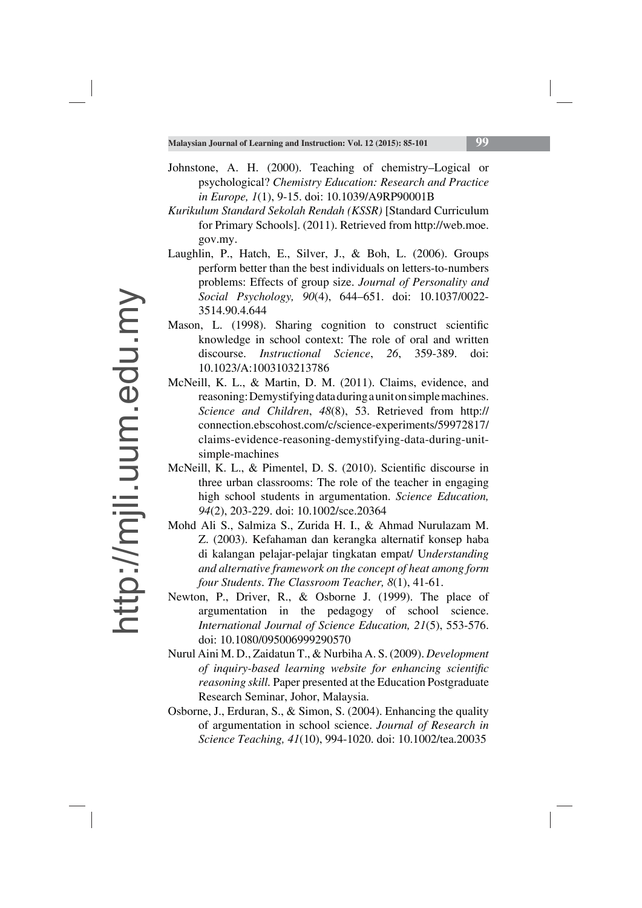Johnstone, A. H. (2000). Teaching of chemistry–Logical or psychological? *Chemistry Education: Research and Practice in Europe, 1*(1), 9-15. doi: 10.1039/A9RP90001B

*Kurikulum Standard Sekolah Rendah (KSSR)* [Standard Curriculum for Primary Schools]. (2011). Retrieved from http://web.moe.gov.my.

Laughlin, P., Hatch, E., Silver, J., & Boh, L. (2006). Groups perform better than the best individuals on letters-to-numbers problems: Effects of group size. *Journal of Personality and Social Psychology, 90*(4), 644–651. doi: 10.1037/0022-3514.90.4.644

Mason, L. (1998). Sharing cognition to construct scientific knowledge in school context: The role of oral and written discourse. *Instructional Science*, *26*, 359-389. doi: 10.1023/A:1003103213786

McNeill, K. L., & Martin, D. M. (2011). Claims, evidence, and reasoning: Demystifying data during a unit on simple machines. *Science and Children*, *48*(8), 53. Retrieved from http://connection.ebscohost.com/c/science-experiments/59972817/claims-evidence-reasoning-demystifying-data-during-unit-simple-machines

McNeill, K. L., & Pimentel, D. S. (2010). Scientific discourse in three urban classrooms: The role of the teacher in engaging high school students in argumentation. *Science Education, 94*(2), 203-229. doi: 10.1002/sce.20364

Mohd Ali S., Salmiza S., Zurida H. I., & Ahmad Nurulazam M. Z. (2003). Kefahaman dan kerangka alternatif konsep haba di kalangan pelajar-pelajar tingkatan empat/ U*nderstanding and alternative framework on the concept of heat among form four Students*. *The Classroom Teacher, 8*(1), 41-61.

Newton, P., Driver, R., & Osborne J. (1999). The place of argumentation in the pedagogy of school science. *International Journal of Science Education, 21*(5), 553-576. doi: 10.1080/095006999290570

Nurul Aini M. D., Zaidatun T., & Nurbiha A. S. (2009). *Development of inquiry-based learning website for enhancing scientific reasoning skill.* Paper presented at the Education Postgraduate Research Seminar, Johor, Malaysia.

Osborne, J., Erduran, S., & Simon, S. (2004). Enhancing the quality of argumentation in school science. *Journal of Research in Science Teaching, 41*(10), 994-1020. doi: 10.1002/tea.20035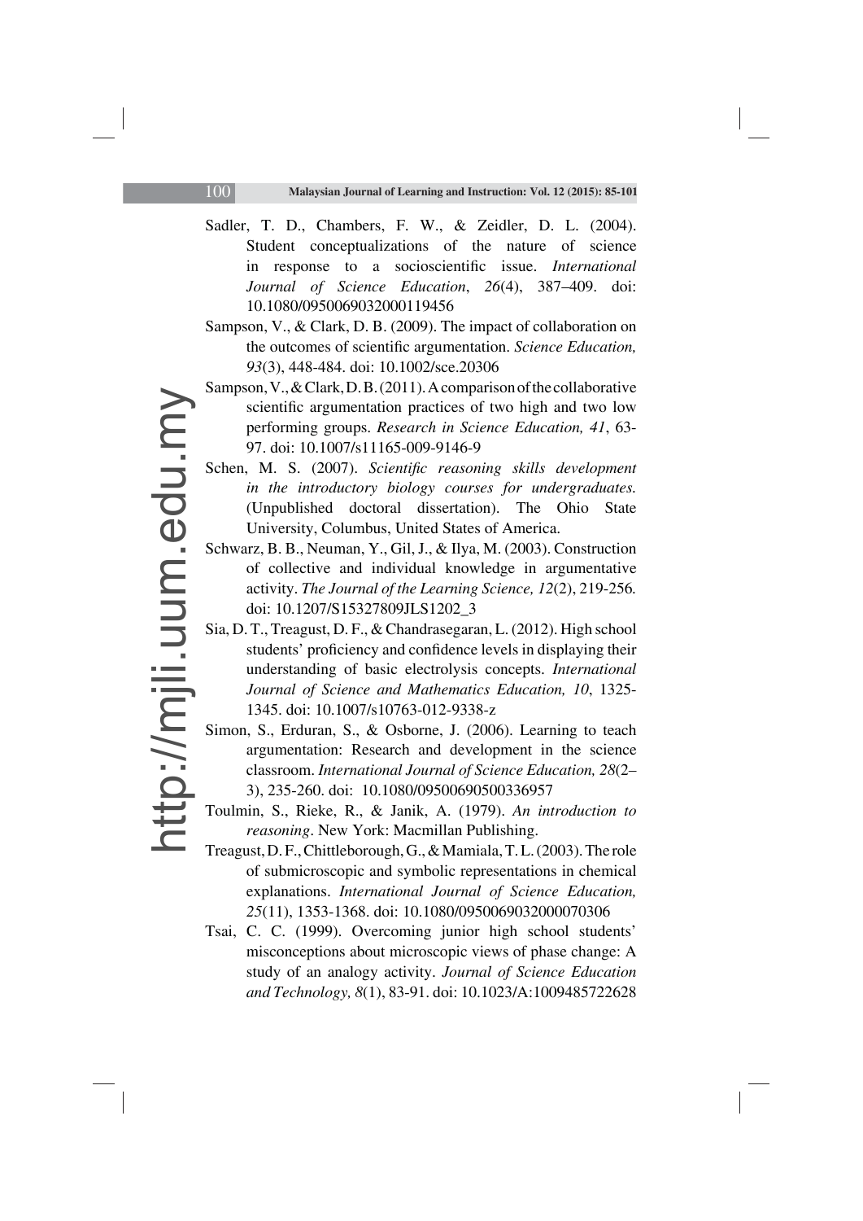Sadler, T. D., Chambers, F. W., & Zeidler, D. L. (2004). Student conceptualizations of the nature of science in response to a socioscientific issue. *International Journal of Science Education*, *26*(4), 387–409. doi: 10.1080/0950069032000119456

Sampson, V., & Clark, D. B. (2009). The impact of collaboration on the outcomes of scientific argumentation. *Science Education, 93*(3), 448-484. doi: 10.1002/sce.20306

Sampson, V., & Clark, D. B. (2011). A comparison of the collaborative scientific argumentation practices of two high and two low performing groups. *Research in Science Education, 41*, 63-97. doi: 10.1007/s11165-009-9146-9

Schen, M. S. (2007). *Scientific reasoning skills development in the introductory biology courses for undergraduates.* (Unpublished doctoral dissertation). The Ohio State University, Columbus, United States of America.

Schwarz, B. B., Neuman, Y., Gil, J., & Ilya, M. (2003). Construction of collective and individual knowledge in argumentative activity. *The Journal of the Learning Science, 12*(2), 219-256. doi: 10.1207/S15327809JLS1202_3

Sia, D. T., Treagust, D. F., & Chandrasegaran, L. (2012). High school students' proficiency and confidence levels in displaying their understanding of basic electrolysis concepts. *International Journal of Science and Mathematics Education, 10*, 1325-1345. doi: 10.1007/s10763-012-9338-z

Simon, S., Erduran, S., & Osborne, J. (2006). Learning to teach argumentation: Research and development in the science classroom. *International Journal of Science Education, 28*(2–3), 235-260. doi: 10.1080/09500690500336957

Toulmin, S., Rieke, R., & Janik, A. (1979). *An introduction to reasoning*. New York: Macmillan Publishing.

Treagust, D. F., Chittleborough, G., & Mamiala, T. L. (2003). The role of submicroscopic and symbolic representations in chemical explanations. *International Journal of Science Education, 25*(11), 1353-1368. doi: 10.1080/0950069032000070306

Tsai, C. C. (1999). Overcoming junior high school students' misconceptions about microscopic views of phase change: A study of an analogy activity. *Journal of Science Education and Technology, 8*(1), 83-91. doi: 10.1023/A:1009485722628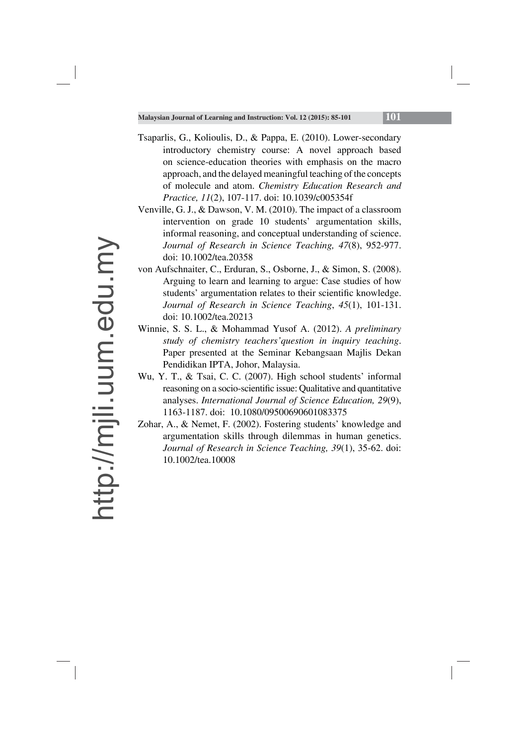Tsaparlis, G., Kolioulis, D., & Pappa, E. (2010). Lower-secondary introductory chemistry course: A novel approach based on science-education theories with emphasis on the macro approach, and the delayed meaningful teaching of the concepts of molecule and atom. *Chemistry Education Research and Practice, 11*(2), 107-117. doi: 10.1039/c005354f

Venville, G. J., & Dawson, V. M. (2010). The impact of a classroom intervention on grade 10 students' argumentation skills, informal reasoning, and conceptual understanding of science. *Journal of Research in Science Teaching, 47*(8), 952-977. doi: 10.1002/tea.20358

von Aufschnaiter, C., Erduran, S., Osborne, J., & Simon, S. (2008). Arguing to learn and learning to argue: Case studies of how students' argumentation relates to their scientific knowledge. *Journal of Research in Science Teaching*, *45*(1), 101-131. doi: 10.1002/tea.20213

Winnie, S. S. L., & Mohammad Yusof A. (2012). *A preliminary study of chemistry teachers'question in inquiry teaching*. Paper presented at the Seminar Kebangsaan Majlis Dekan Pendidikan IPTA, Johor, Malaysia.

Wu, Y. T., & Tsai, C. C. (2007). High school students' informal reasoning on a socio-scientific issue: Qualitative and quantitative analyses. *International Journal of Science Education, 29*(9), 1163-1187. doi: 10.1080/09500690601083375

Zohar, A., & Nemet, F. (2002). Fostering students' knowledge and argumentation skills through dilemmas in human genetics. *Journal of Research in Science Teaching, 39*(1), 35-62. doi: 10.1002/tea.10008